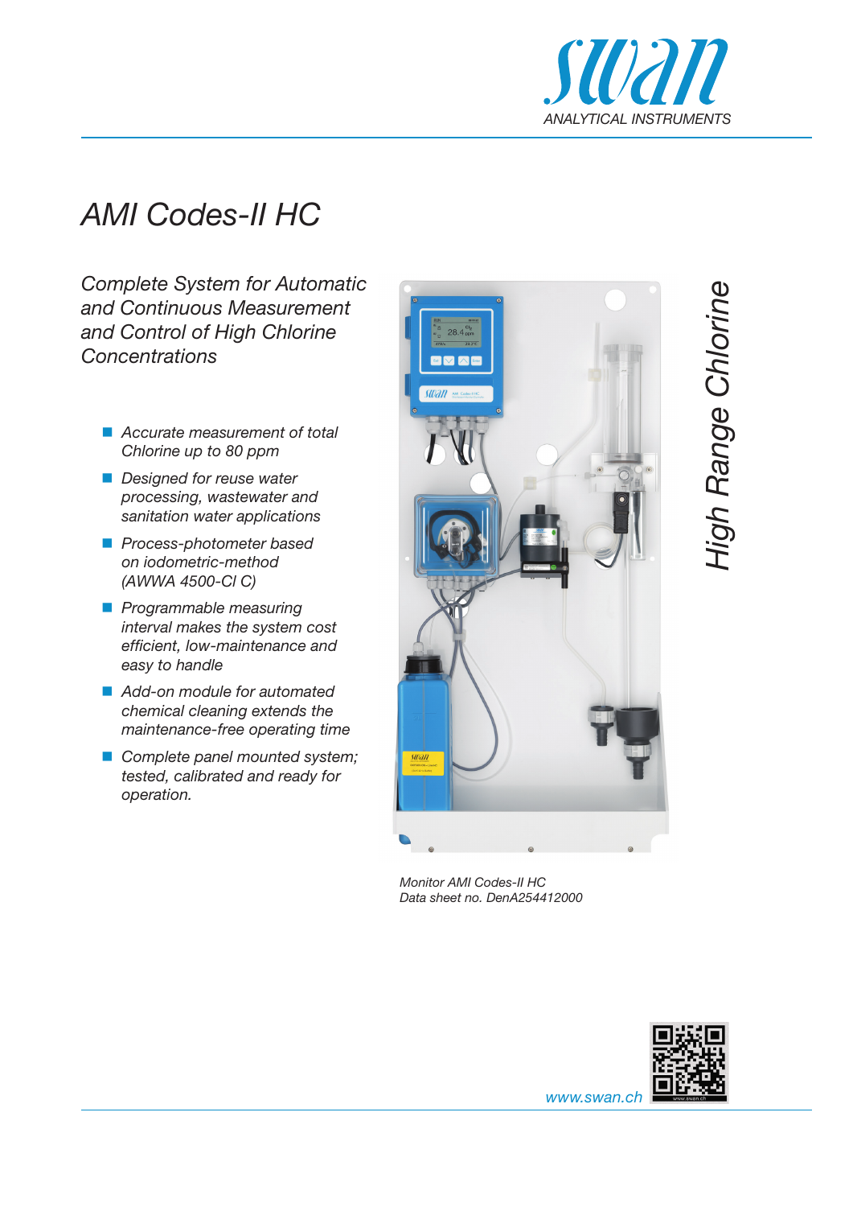# AMI Codes-II HC

*Complete System for Automatic and Continuous Measurement and Control of High Chlorine Concentrations*

High Range Chlorine

- *Accurate measurement of total Chlorine up to 80 ppm*
- *Designed for reuse water processing, wastewater and sanitation water applications*
- *Process-photometer based on iodometric-method (AWWA 4500-Cl C)*
- *Programmable measuring interval makes the system cost efficient, low-maintenance and easy to handle*
- *Add-on module for automated chemical cleaning extends the maintenance-free operating time*
- *Complete panel mounted system; tested, calibrated and ready for operation.*

*Monitor AMI Codes-II HC*
*Data sheet no. DenA254412000*

www.swan.ch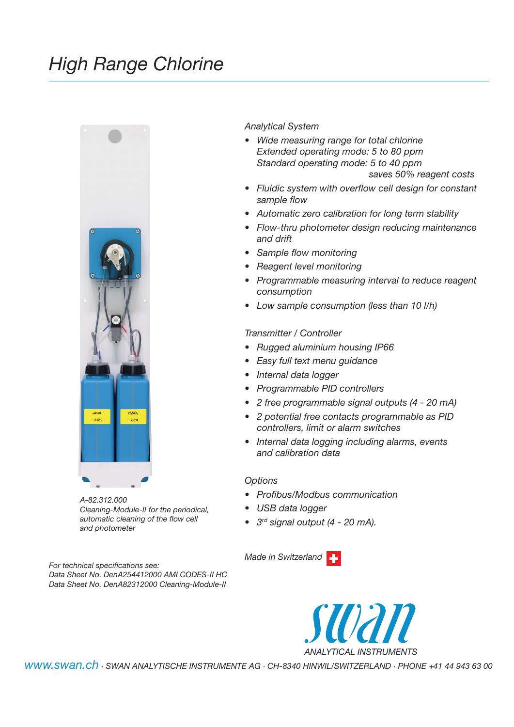# High Range Chlorine

A-82.312.000
Cleaning-Module-II for the periodical, automatic cleaning of the flow cell and photometer

For technical specifications see:
Data Sheet No. DenA254412000 AMI CODES-II HC
Data Sheet No. DenA82312000 Cleaning-Module-II

*Analytical System*

- *Wide measuring range for total chlorine*
  *Extended operating mode: 5 to 80 ppm*
  *Standard operating mode: 5 to 40 ppm*
  *saves 50% reagent costs*
- *Fluidic system with overflow cell design for constant sample flow*
- *Automatic zero calibration for long term stability*
- *Flow-thru photometer design reducing maintenance and drift*
- *Sample flow monitoring*
- *Reagent level monitoring*
- *Programmable measuring interval to reduce reagent consumption*
- *Low sample consumption (less than 10 l/h)*

*Transmitter / Controller*

- *Rugged aluminium housing IP66*
- *Easy full text menu guidance*
- *Internal data logger*
- *Programmable PID controllers*
- *2 free programmable signal outputs (4 - 20 mA)*
- *2 potential free contacts programmable as PID controllers, limit or alarm switches*
- *Internal data logging including alarms, events and calibration data*

*Options*

- *Profibus/Modbus communication*
- *USB data logger*
- *3rd signal output (4 - 20 mA).*

*Made in Switzerland*

swan
ANALYTICAL INSTRUMENTS

www.swan.ch · SWAN ANALYTISCHE INSTRUMENTE AG · CH-8340 HINWIL/SWITZERLAND · PHONE +41 44 943 63 00